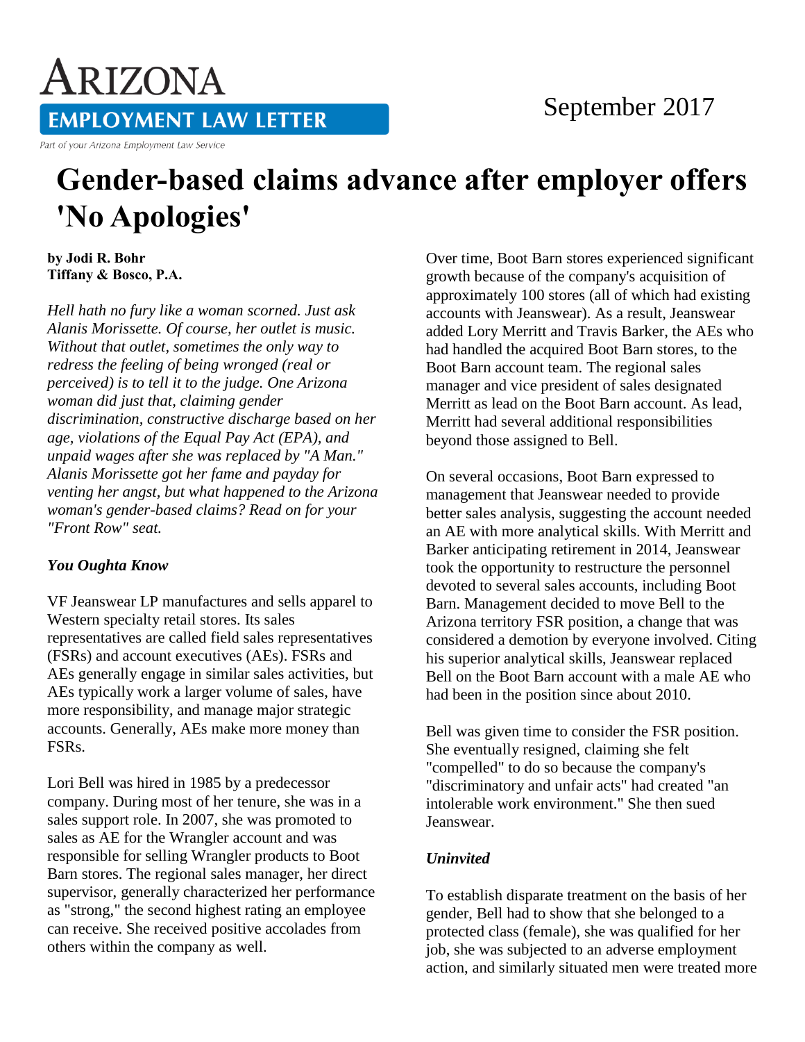# Gender-based claims advance after employer offers 'No Apologies'

**by Jodi R. Bohr**
**Tiffany & Bosco, P.A.**

*Hell hath no fury like a woman scorned. Just ask Alanis Morissette. Of course, her outlet is music. Without that outlet, sometimes the only way to redress the feeling of being wronged (real or perceived) is to tell it to the judge. One Arizona woman did just that, claiming gender discrimination, constructive discharge based on her age, violations of the Equal Pay Act (EPA), and unpaid wages after she was replaced by "A Man." Alanis Morissette got her fame and payday for venting her angst, but what happened to the Arizona woman's gender-based claims? Read on for your "Front Row" seat.*

### *You Oughta Know*

VF Jeanswear LP manufactures and sells apparel to Western specialty retail stores. Its sales representatives are called field sales representatives (FSRs) and account executives (AEs). FSRs and AEs generally engage in similar sales activities, but AEs typically work a larger volume of sales, have more responsibility, and manage major strategic accounts. Generally, AEs make more money than FSRs.

Lori Bell was hired in 1985 by a predecessor company. During most of her tenure, she was in a sales support role. In 2007, she was promoted to sales as AE for the Wrangler account and was responsible for selling Wrangler products to Boot Barn stores. The regional sales manager, her direct supervisor, generally characterized her performance as "strong," the second highest rating an employee can receive. She received positive accolades from others within the company as well.

Over time, Boot Barn stores experienced significant growth because of the company's acquisition of approximately 100 stores (all of which had existing accounts with Jeanswear). As a result, Jeanswear added Lory Merritt and Travis Barker, the AEs who had handled the acquired Boot Barn stores, to the Boot Barn account team. The regional sales manager and vice president of sales designated Merritt as lead on the Boot Barn account. As lead, Merritt had several additional responsibilities beyond those assigned to Bell.

On several occasions, Boot Barn expressed to management that Jeanswear needed to provide better sales analysis, suggesting the account needed an AE with more analytical skills. With Merritt and Barker anticipating retirement in 2014, Jeanswear took the opportunity to restructure the personnel devoted to several sales accounts, including Boot Barn. Management decided to move Bell to the Arizona territory FSR position, a change that was considered a demotion by everyone involved. Citing his superior analytical skills, Jeanswear replaced Bell on the Boot Barn account with a male AE who had been in the position since about 2010.

Bell was given time to consider the FSR position. She eventually resigned, claiming she felt "compelled" to do so because the company's "discriminatory and unfair acts" had created "an intolerable work environment." She then sued Jeanswear.

### *Uninvited*

To establish disparate treatment on the basis of her gender, Bell had to show that she belonged to a protected class (female), she was qualified for her job, she was subjected to an adverse employment action, and similarly situated men were treated more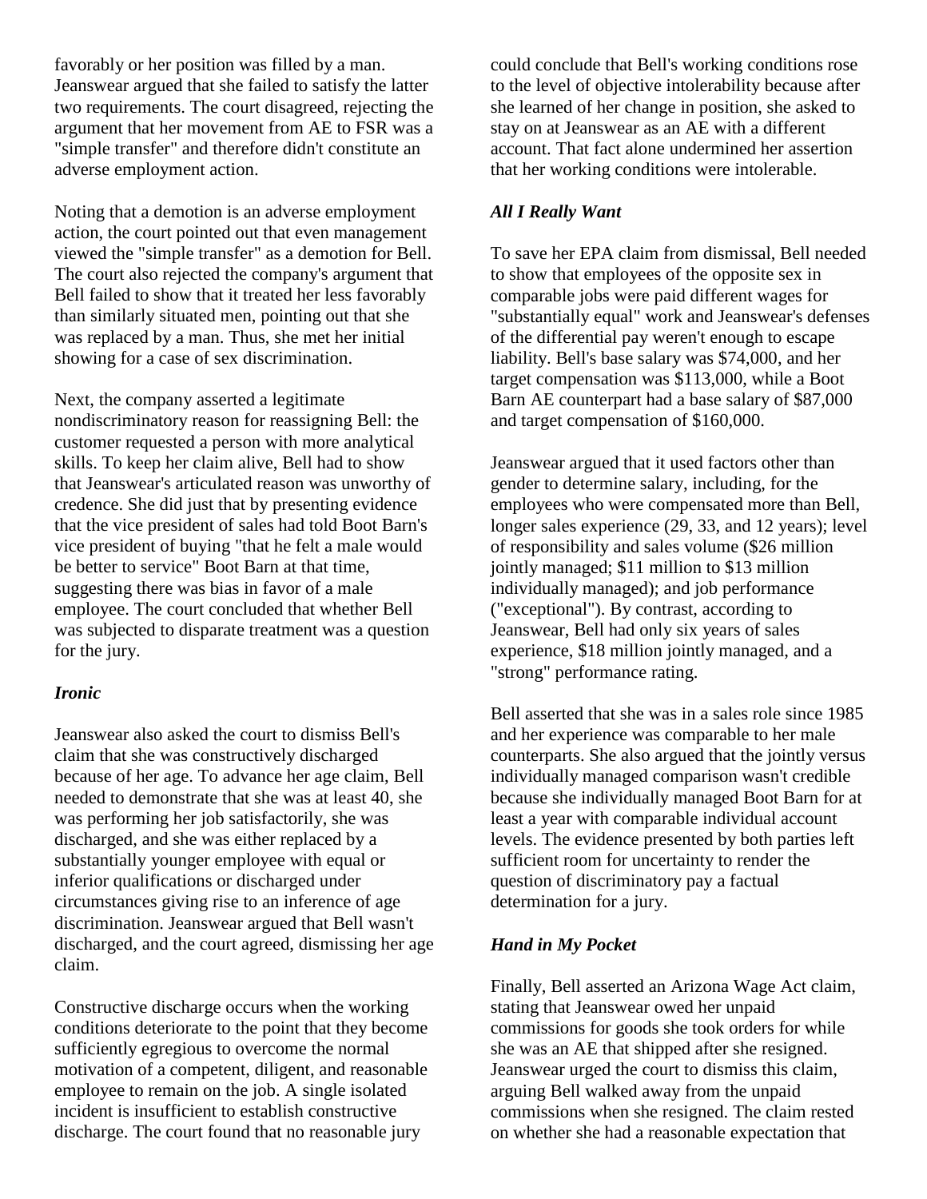favorably or her position was filled by a man. Jeanswear argued that she failed to satisfy the latter two requirements. The court disagreed, rejecting the argument that her movement from AE to FSR was a "simple transfer" and therefore didn't constitute an adverse employment action.

Noting that a demotion is an adverse employment action, the court pointed out that even management viewed the "simple transfer" as a demotion for Bell. The court also rejected the company's argument that Bell failed to show that it treated her less favorably than similarly situated men, pointing out that she was replaced by a man. Thus, she met her initial showing for a case of sex discrimination.

Next, the company asserted a legitimate nondiscriminatory reason for reassigning Bell: the customer requested a person with more analytical skills. To keep her claim alive, Bell had to show that Jeanswear's articulated reason was unworthy of credence. She did just that by presenting evidence that the vice president of sales had told Boot Barn's vice president of buying "that he felt a male would be better to service" Boot Barn at that time, suggesting there was bias in favor of a male employee. The court concluded that whether Bell was subjected to disparate treatment was a question for the jury.

### *Ironic*

Jeanswear also asked the court to dismiss Bell's claim that she was constructively discharged because of her age. To advance her age claim, Bell needed to demonstrate that she was at least 40, she was performing her job satisfactorily, she was discharged, and she was either replaced by a substantially younger employee with equal or inferior qualifications or discharged under circumstances giving rise to an inference of age discrimination. Jeanswear argued that Bell wasn't discharged, and the court agreed, dismissing her age claim.

Constructive discharge occurs when the working conditions deteriorate to the point that they become sufficiently egregious to overcome the normal motivation of a competent, diligent, and reasonable employee to remain on the job. A single isolated incident is insufficient to establish constructive discharge. The court found that no reasonable jury could conclude that Bell's working conditions rose to the level of objective intolerability because after she learned of her change in position, she asked to stay on at Jeanswear as an AE with a different account. That fact alone undermined her assertion that her working conditions were intolerable.

### *All I Really Want*

To save her EPA claim from dismissal, Bell needed to show that employees of the opposite sex in comparable jobs were paid different wages for "substantially equal" work and Jeanswear's defenses of the differential pay weren't enough to escape liability. Bell's base salary was $74,000, and her target compensation was $113,000, while a Boot Barn AE counterpart had a base salary of $87,000 and target compensation of $160,000.

Jeanswear argued that it used factors other than gender to determine salary, including, for the employees who were compensated more than Bell, longer sales experience (29, 33, and 12 years); level of responsibility and sales volume ($26 million jointly managed; $11 million to $13 million individually managed); and job performance ("exceptional"). By contrast, according to Jeanswear, Bell had only six years of sales experience, $18 million jointly managed, and a "strong" performance rating.

Bell asserted that she was in a sales role since 1985 and her experience was comparable to her male counterparts. She also argued that the jointly versus individually managed comparison wasn't credible because she individually managed Boot Barn for at least a year with comparable individual account levels. The evidence presented by both parties left sufficient room for uncertainty to render the question of discriminatory pay a factual determination for a jury.

### *Hand in My Pocket*

Finally, Bell asserted an Arizona Wage Act claim, stating that Jeanswear owed her unpaid commissions for goods she took orders for while she was an AE that shipped after she resigned. Jeanswear urged the court to dismiss this claim, arguing Bell walked away from the unpaid commissions when she resigned. The claim rested on whether she had a reasonable expectation that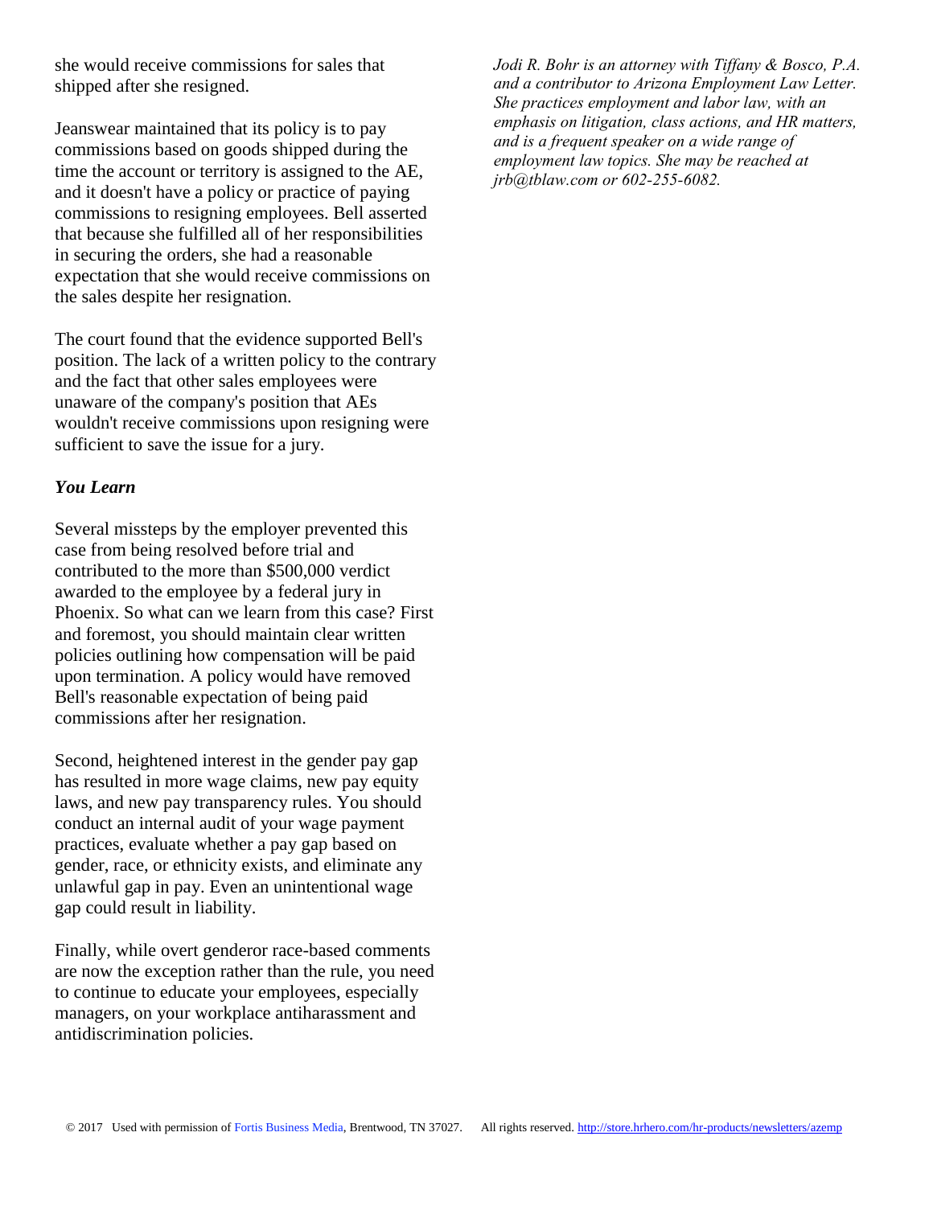she would receive commissions for sales that shipped after she resigned.

Jeanswear maintained that its policy is to pay commissions based on goods shipped during the time the account or territory is assigned to the AE, and it doesn't have a policy or practice of paying commissions to resigning employees. Bell asserted that because she fulfilled all of her responsibilities in securing the orders, she had a reasonable expectation that she would receive commissions on the sales despite her resignation.

The court found that the evidence supported Bell's position. The lack of a written policy to the contrary and the fact that other sales employees were unaware of the company's position that AEs wouldn't receive commissions upon resigning were sufficient to save the issue for a jury.

### *You Learn*

Several missteps by the employer prevented this case from being resolved before trial and contributed to the more than $500,000 verdict awarded to the employee by a federal jury in Phoenix. So what can we learn from this case? First and foremost, you should maintain clear written policies outlining how compensation will be paid upon termination. A policy would have removed Bell's reasonable expectation of being paid commissions after her resignation.

Second, heightened interest in the gender pay gap has resulted in more wage claims, new pay equity laws, and new pay transparency rules. You should conduct an internal audit of your wage payment practices, evaluate whether a pay gap based on gender, race, or ethnicity exists, and eliminate any unlawful gap in pay. Even an unintentional wage gap could result in liability.

Finally, while overt genderor race-based comments are now the exception rather than the rule, you need to continue to educate your employees, especially managers, on your workplace antiharassment and antidiscrimination policies.

*Jodi R. Bohr is an attorney with Tiffany & Bosco, P.A. and a contributor to Arizona Employment Law Letter. She practices employment and labor law, with an emphasis on litigation, class actions, and HR matters, and is a frequent speaker on a wide range of employment law topics. She may be reached at jrb@tblaw.com or 602-255-6082.*

© 2017 Used with permission of Fortis Business Media, Brentwood, TN 37027. All rights reserved. http://store.hrhero.com/hr-products/newsletters/azemp